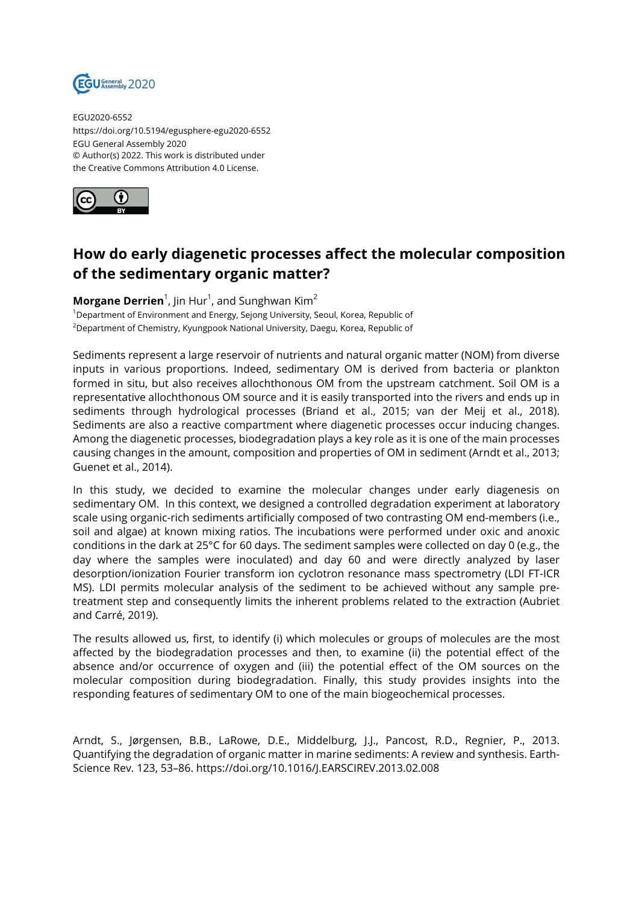EGU2020-6552
https://doi.org/10.5194/egusphere-egu2020-6552
EGU General Assembly 2020
© Author(s) 2022. This work is distributed under
the Creative Commons Attribution 4.0 License.

# How do early diagenetic processes affect the molecular composition of the sedimentary organic matter?

**Morgane Derrien**[1], Jin Hur[1], and Sunghwan Kim[2]

[1]Department of Environment and Energy, Sejong University, Seoul, Korea, Republic of
[2]Department of Chemistry, Kyungpook National University, Daegu, Korea, Republic of

Sediments represent a large reservoir of nutrients and natural organic matter (NOM) from diverse inputs in various proportions. Indeed, sedimentary OM is derived from bacteria or plankton formed in situ, but also receives allochthonous OM from the upstream catchment. Soil OM is a representative allochthonous OM source and it is easily transported into the rivers and ends up in sediments through hydrological processes (Briand et al., 2015; van der Meij et al., 2018). Sediments are also a reactive compartment where diagenetic processes occur inducing changes. Among the diagenetic processes, biodegradation plays a key role as it is one of the main processes causing changes in the amount, composition and properties of OM in sediment (Arndt et al., 2013; Guenet et al., 2014).

In this study, we decided to examine the molecular changes under early diagenesis on sedimentary OM. In this context, we designed a controlled degradation experiment at laboratory scale using organic-rich sediments artificially composed of two contrasting OM end-members (i.e., soil and algae) at known mixing ratios. The incubations were performed under oxic and anoxic conditions in the dark at 25°C for 60 days. The sediment samples were collected on day 0 (e.g., the day where the samples were inoculated) and day 60 and were directly analyzed by laser desorption/ionization Fourier transform ion cyclotron resonance mass spectrometry (LDI FT-ICR MS). LDI permits molecular analysis of the sediment to be achieved without any sample pre-treatment step and consequently limits the inherent problems related to the extraction (Aubriet and Carré, 2019).

The results allowed us, first, to identify (i) which molecules or groups of molecules are the most affected by the biodegradation processes and then, to examine (ii) the potential effect of the absence and/or occurrence of oxygen and (iii) the potential effect of the OM sources on the molecular composition during biodegradation. Finally, this study provides insights into the responding features of sedimentary OM to one of the main biogeochemical processes.

Arndt, S., Jørgensen, B.B., LaRowe, D.E., Middelburg, J.J., Pancost, R.D., Regnier, P., 2013. Quantifying the degradation of organic matter in marine sediments: A review and synthesis. Earth-Science Rev. 123, 53–86. https://doi.org/10.1016/J.EARSCIREV.2013.02.008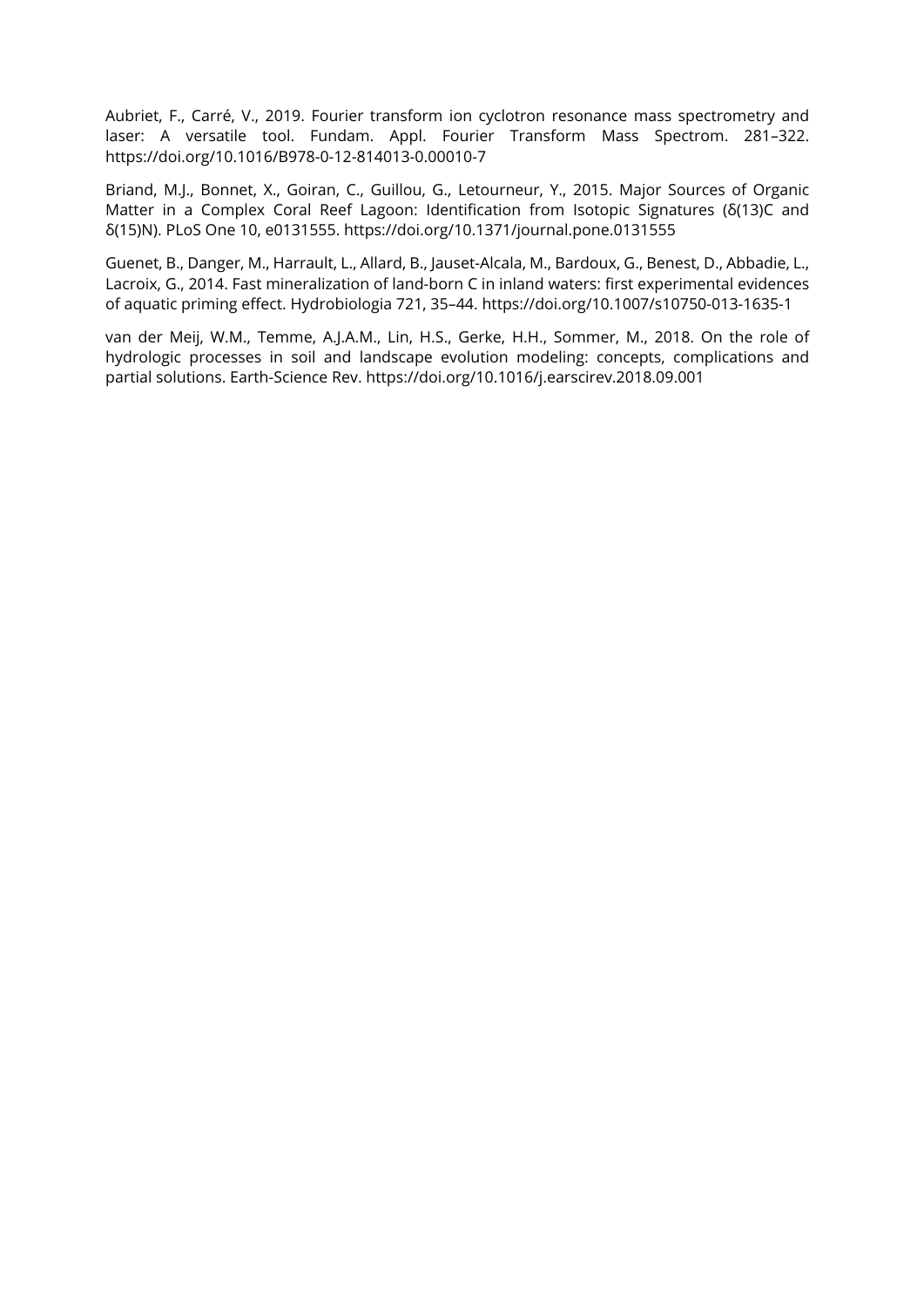Aubriet, F., Carré, V., 2019. Fourier transform ion cyclotron resonance mass spectrometry and laser: A versatile tool. Fundam. Appl. Fourier Transform Mass Spectrom. 281–322. https://doi.org/10.1016/B978-0-12-814013-0.00010-7

Briand, M.J., Bonnet, X., Goiran, C., Guillou, G., Letourneur, Y., 2015. Major Sources of Organic Matter in a Complex Coral Reef Lagoon: Identification from Isotopic Signatures (δ(13)C and δ(15)N). PLoS One 10, e0131555. https://doi.org/10.1371/journal.pone.0131555

Guenet, B., Danger, M., Harrault, L., Allard, B., Jauset-Alcala, M., Bardoux, G., Benest, D., Abbadie, L., Lacroix, G., 2014. Fast mineralization of land-born C in inland waters: first experimental evidences of aquatic priming effect. Hydrobiologia 721, 35–44. https://doi.org/10.1007/s10750-013-1635-1

van der Meij, W.M., Temme, A.J.A.M., Lin, H.S., Gerke, H.H., Sommer, M., 2018. On the role of hydrologic processes in soil and landscape evolution modeling: concepts, complications and partial solutions. Earth-Science Rev. https://doi.org/10.1016/j.earscirev.2018.09.001